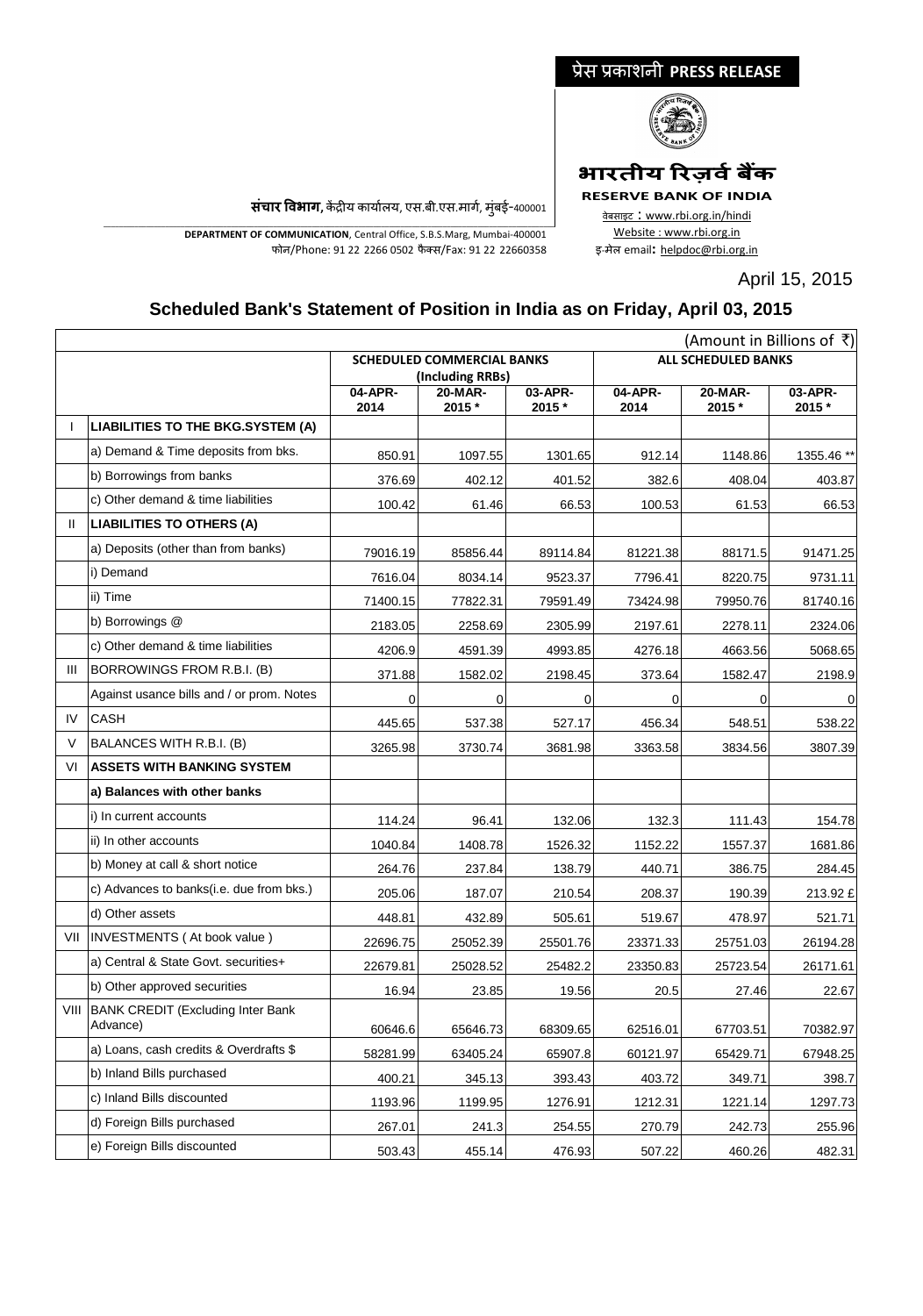प्रेस प्रकाशनी **PRESS RELEASE**

**भारतीय रिज़र्व बैंक**

**RESERVE BANK OF INDIA**

वेबसाइट : www.rbi.org.in/hindi
Website : www.rbi.org.in
इ-मेल email: helpdoc@rbi.org.in

**संचार विभाग**, केंद्रीय कार्यालय, एस.बी.एस.मार्ग, मुंबई-400001

**DEPARTMENT OF COMMUNICATION**, Central Office, S.B.S.Marg, Mumbai-400001
फोन/Phone: 91 22 2266 0502 फैक्स/Fax: 91 22 22660358

April 15, 2015

## Scheduled Bank's Statement of Position in India as on Friday, April 03, 2015

(Amount in Billions of ₹)

| | | SCHEDULED COMMERCIAL BANKS (Including RRBs) | | | ALL SCHEDULED BANKS | | |
|---|---|---|---|---|---|---|---|
| | | 04-APR-2014 | 20-MAR-2015 * | 03-APR-2015 * | 04-APR-2014 | 20-MAR-2015 * | 03-APR-2015 * |
| I | **LIABILITIES TO THE BKG.SYSTEM (A)** | | | | | | |
| | a) Demand & Time deposits from bks. | 850.91 | 1097.55 | 1301.65 | 912.14 | 1148.86 | 1355.46 ** |
| | b) Borrowings from banks | 376.69 | 402.12 | 401.52 | 382.6 | 408.04 | 403.87 |
| | c) Other demand & time liabilities | 100.42 | 61.46 | 66.53 | 100.53 | 61.53 | 66.53 |
| II | **LIABILITIES TO OTHERS (A)** | | | | | | |
| | a) Deposits (other than from banks) | 79016.19 | 85856.44 | 89114.84 | 81221.38 | 88171.5 | 91471.25 |
| | i) Demand | 7616.04 | 8034.14 | 9523.37 | 7796.41 | 8220.75 | 9731.11 |
| | ii) Time | 71400.15 | 77822.31 | 79591.49 | 73424.98 | 79950.76 | 81740.16 |
| | b) Borrowings @ | 2183.05 | 2258.69 | 2305.99 | 2197.61 | 2278.11 | 2324.06 |
| | c) Other demand & time liabilities | 4206.9 | 4591.39 | 4993.85 | 4276.18 | 4663.56 | 5068.65 |
| III | BORROWINGS FROM R.B.I. (B) | 371.88 | 1582.02 | 2198.45 | 373.64 | 1582.47 | 2198.9 |
| | Against usance bills and / or prom. Notes | 0 | 0 | 0 | 0 | 0 | 0 |
| IV | CASH | 445.65 | 537.38 | 527.17 | 456.34 | 548.51 | 538.22 |
| V | BALANCES WITH R.B.I. (B) | 3265.98 | 3730.74 | 3681.98 | 3363.58 | 3834.56 | 3807.39 |
| VI | **ASSETS WITH BANKING SYSTEM** | | | | | | |
| | **a) Balances with other banks** | | | | | | |
| | i) In current accounts | 114.24 | 96.41 | 132.06 | 132.3 | 111.43 | 154.78 |
| | ii) In other accounts | 1040.84 | 1408.78 | 1526.32 | 1152.22 | 1557.37 | 1681.86 |
| | b) Money at call & short notice | 264.76 | 237.84 | 138.79 | 440.71 | 386.75 | 284.45 |
| | c) Advances to banks(i.e. due from bks.) | 205.06 | 187.07 | 210.54 | 208.37 | 190.39 | 213.92 £ |
| | d) Other assets | 448.81 | 432.89 | 505.61 | 519.67 | 478.97 | 521.71 |
| VII | INVESTMENTS ( At book value ) | 22696.75 | 25052.39 | 25501.76 | 23371.33 | 25751.03 | 26194.28 |
| | a) Central & State Govt. securities+ | 22679.81 | 25028.52 | 25482.2 | 23350.83 | 25723.54 | 26171.61 |
| | b) Other approved securities | 16.94 | 23.85 | 19.56 | 20.5 | 27.46 | 22.67 |
| VIII | BANK CREDIT (Excluding Inter Bank Advance) | 60646.6 | 65646.73 | 68309.65 | 62516.01 | 67703.51 | 70382.97 |
| | a) Loans, cash credits & Overdrafts $ | 58281.99 | 63405.24 | 65907.8 | 60121.97 | 65429.71 | 67948.25 |
| | b) Inland Bills purchased | 400.21 | 345.13 | 393.43 | 403.72 | 349.71 | 398.7 |
| | c) Inland Bills discounted | 1193.96 | 1199.95 | 1276.91 | 1212.31 | 1221.14 | 1297.73 |
| | d) Foreign Bills purchased | 267.01 | 241.3 | 254.55 | 270.79 | 242.73 | 255.96 |
| | e) Foreign Bills discounted | 503.43 | 455.14 | 476.93 | 507.22 | 460.26 | 482.31 |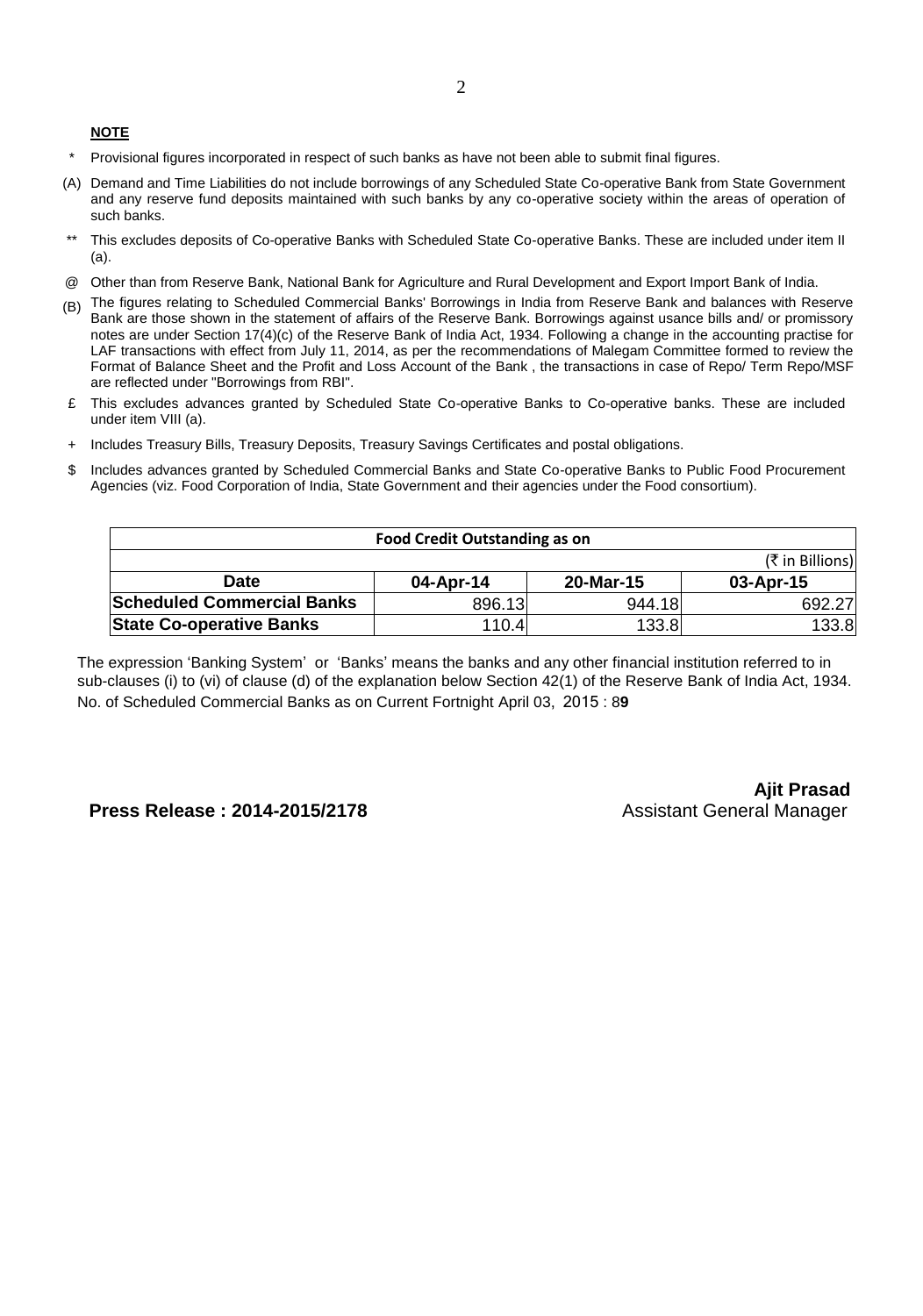**NOTE**

\* Provisional figures incorporated in respect of such banks as have not been able to submit final figures.

(A) Demand and Time Liabilities do not include borrowings of any Scheduled State Co-operative Bank from State Government and any reserve fund deposits maintained with such banks by any co-operative society within the areas of operation of such banks.

** This excludes deposits of Co-operative Banks with Scheduled State Co-operative Banks. These are included under item II (a).

@ Other than from Reserve Bank, National Bank for Agriculture and Rural Development and Export Import Bank of India.

(B) The figures relating to Scheduled Commercial Banks' Borrowings in India from Reserve Bank and balances with Reserve Bank are those shown in the statement of affairs of the Reserve Bank. Borrowings against usance bills and/ or promissory notes are under Section 17(4)(c) of the Reserve Bank of India Act, 1934. Following a change in the accounting practise for LAF transactions with effect from July 11, 2014, as per the recommendations of Malegam Committee formed to review the Format of Balance Sheet and the Profit and Loss Account of the Bank , the transactions in case of Repo/ Term Repo/MSF are reflected under "Borrowings from RBI".

£ This excludes advances granted by Scheduled State Co-operative Banks to Co-operative banks. These are included under item VIII (a).

\+ Includes Treasury Bills, Treasury Deposits, Treasury Savings Certificates and postal obligations.

$ Includes advances granted by Scheduled Commercial Banks and State Co-operative Banks to Public Food Procurement Agencies (viz. Food Corporation of India, State Government and their agencies under the Food consortium).

**Food Credit Outstanding as on**

(₹ in Billions)

| Date | 04-Apr-14 | 20-Mar-15 | 03-Apr-15 |
|---|---|---|---|
| **Scheduled Commercial Banks** | 896.13 | 944.18 | 692.27 |
| **State Co-operative Banks** | 110.4 | 133.8 | 133.8 |

The expression 'Banking System' or 'Banks' means the banks and any other financial institution referred to in sub-clauses (i) to (vi) of clause (d) of the explanation below Section 42(1) of the Reserve Bank of India Act, 1934.

No. of Scheduled Commercial Banks as on Current Fortnight April 03, 2015 : 8**9**

**Press Release : 2014-2015/2178**

**Ajit Prasad**
Assistant General Manager